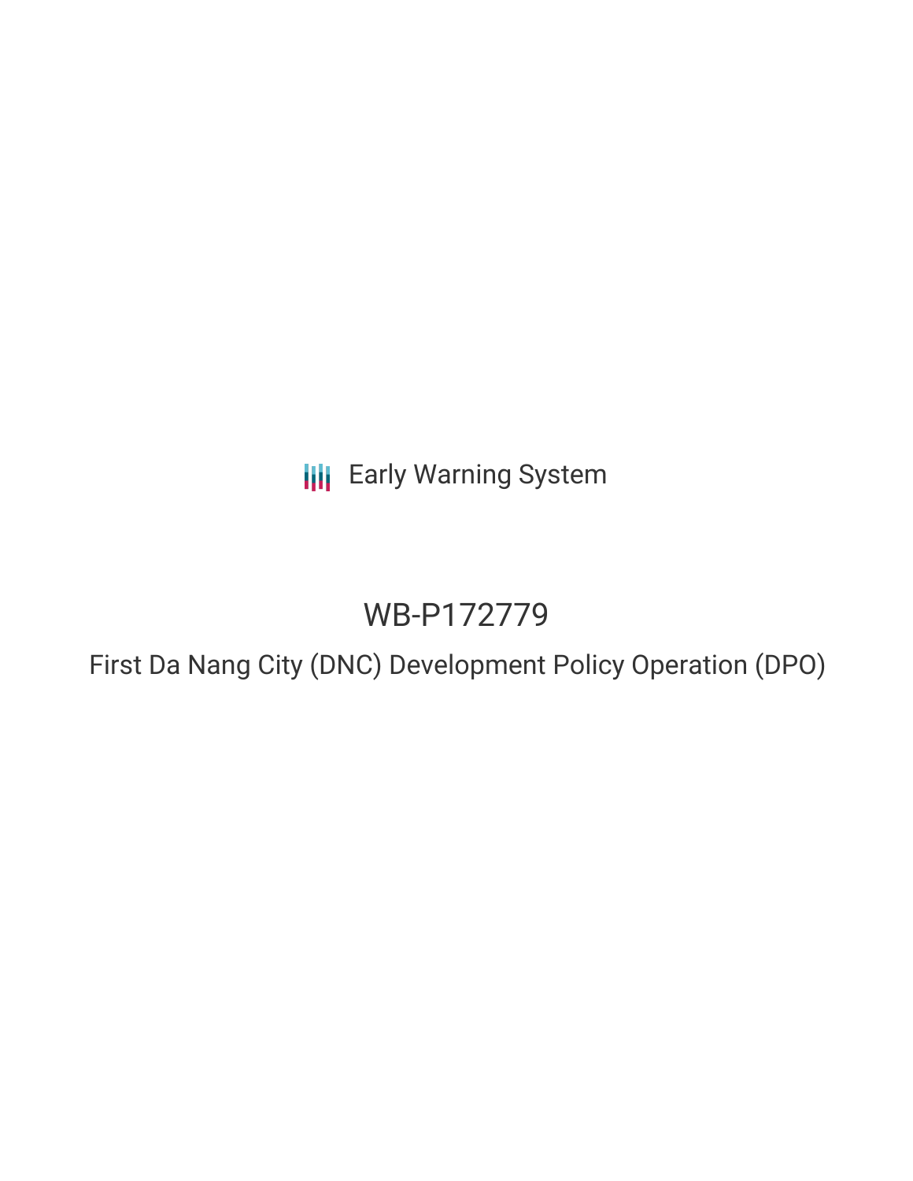Early Warning System

# WB-P172779

## First Da Nang City (DNC) Development Policy Operation (DPO)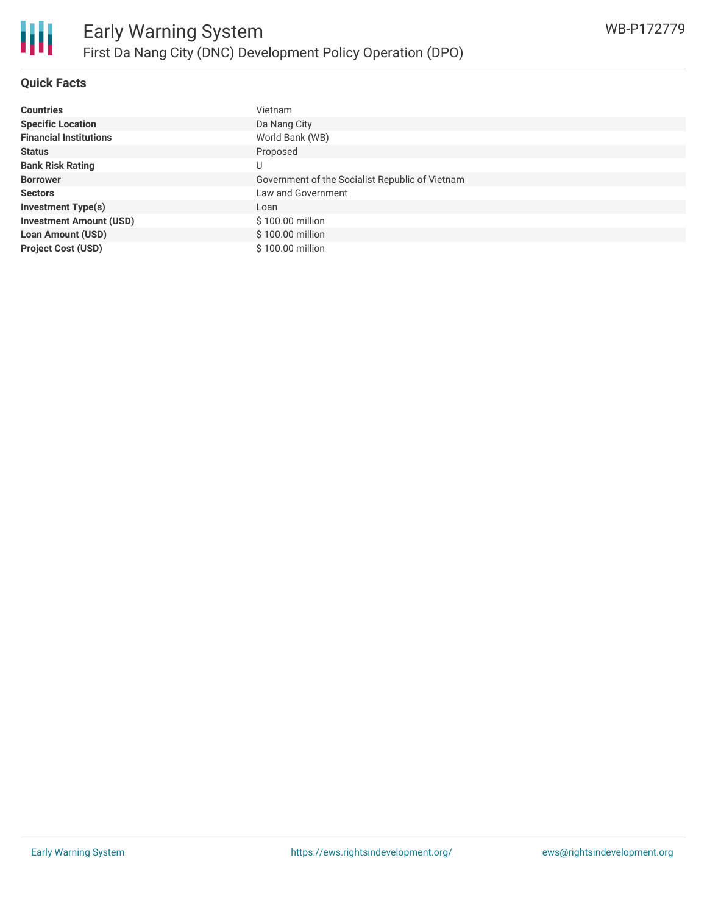## Quick Facts

| | |
|---|---|
| **Countries** | Vietnam |
| **Specific Location** | Da Nang City |
| **Financial Institutions** | World Bank (WB) |
| **Status** | Proposed |
| **Bank Risk Rating** | U |
| **Borrower** | Government of the Socialist Republic of Vietnam |
| **Sectors** | Law and Government |
| **Investment Type(s)** | Loan |
| **Investment Amount (USD)** | $ 100.00 million |
| **Loan Amount (USD)** | $ 100.00 million |
| **Project Cost (USD)** | $ 100.00 million |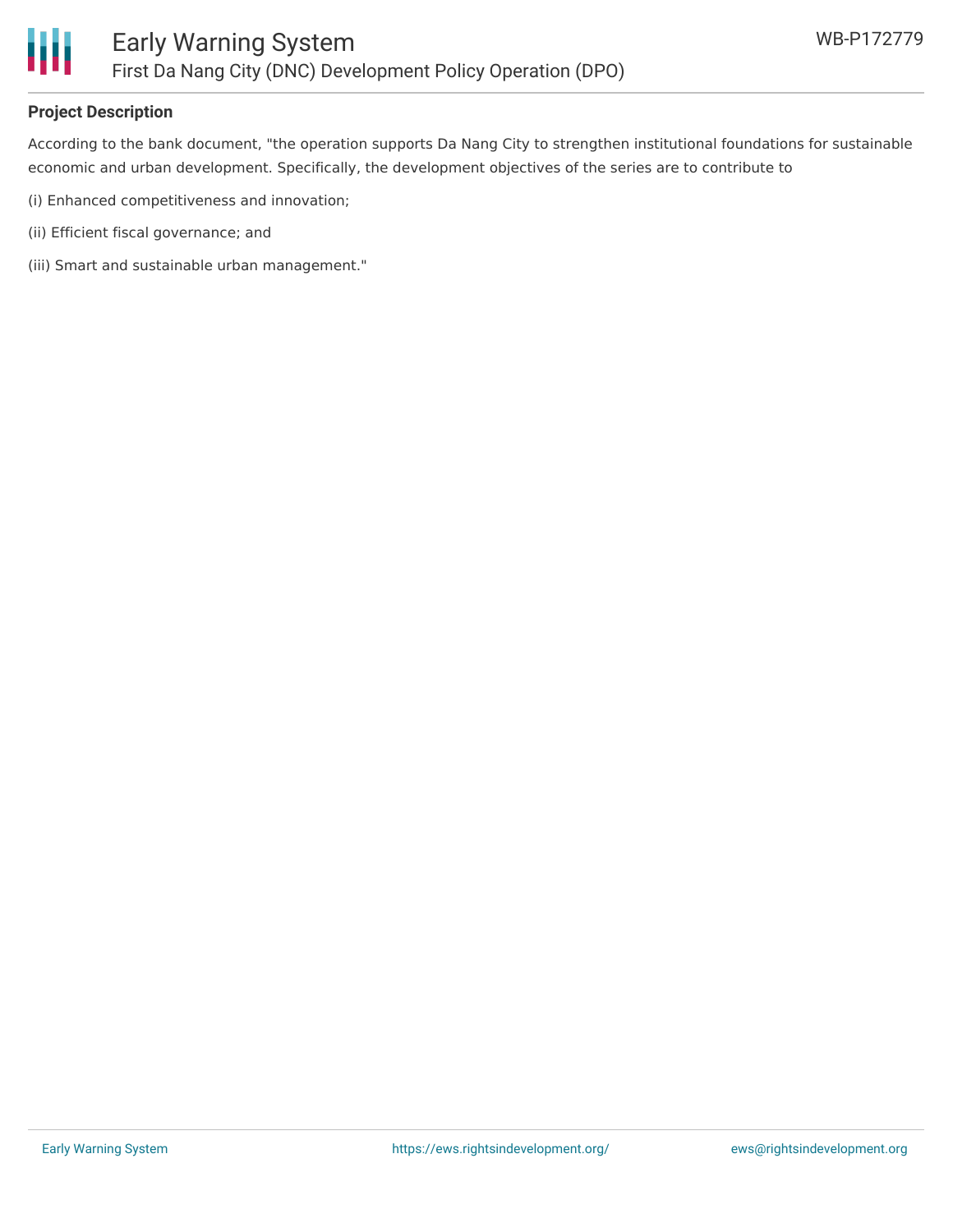**Project Description**

According to the bank document, "the operation supports Da Nang City to strengthen institutional foundations for sustainable economic and urban development. Specifically, the development objectives of the series are to contribute to

(i) Enhanced competitiveness and innovation;

(ii) Efficient fiscal governance; and

(iii) Smart and sustainable urban management."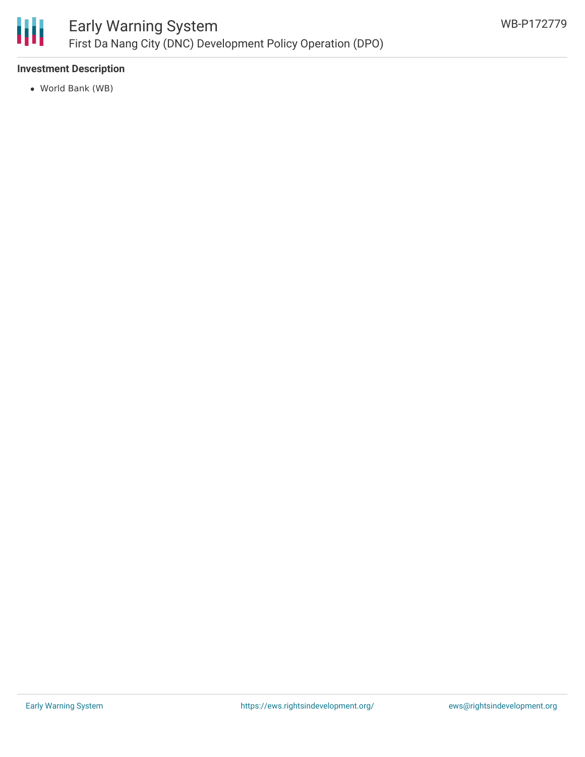**Investment Description**

- World Bank (WB)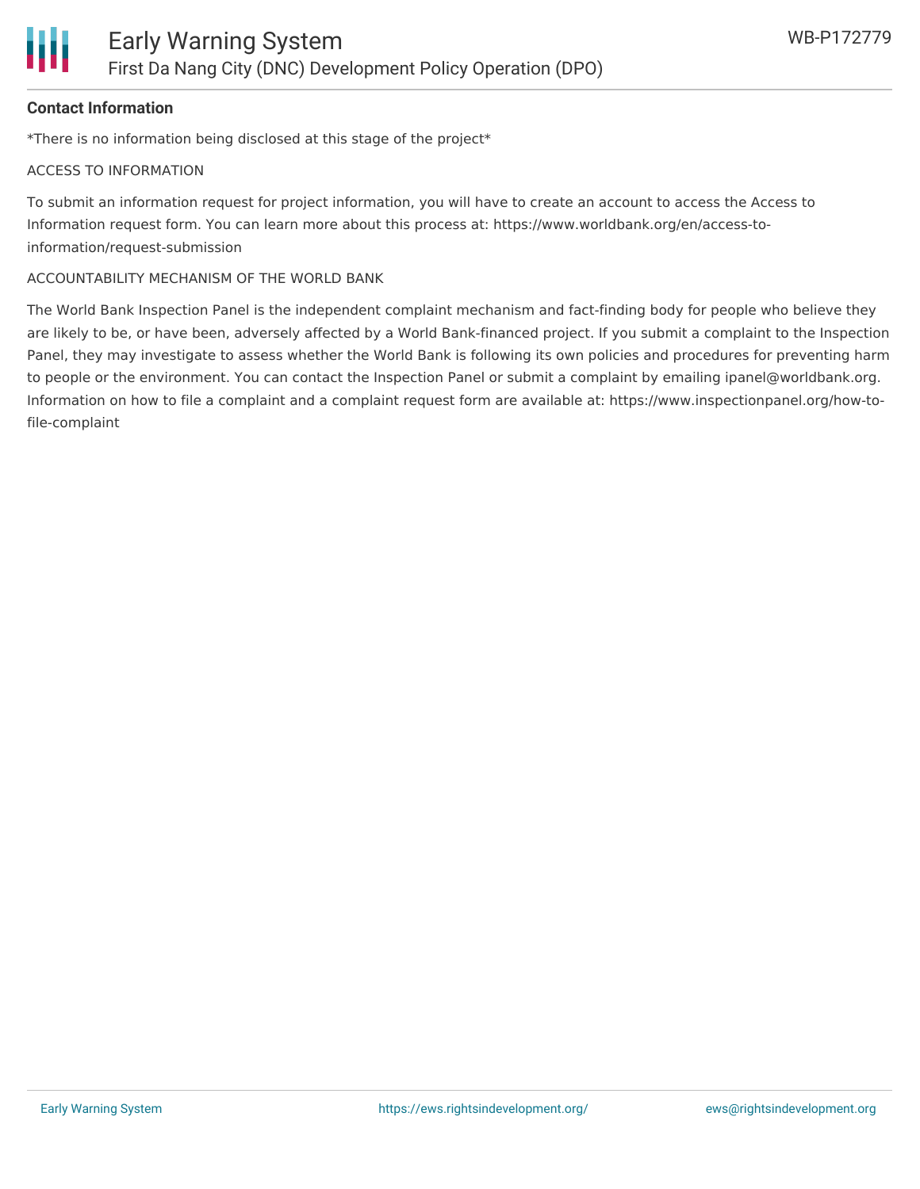**Contact Information**

*There is no information being disclosed at this stage of the project*

ACCESS TO INFORMATION

To submit an information request for project information, you will have to create an account to access the Access to Information request form. You can learn more about this process at: https://www.worldbank.org/en/access-to-information/request-submission

ACCOUNTABILITY MECHANISM OF THE WORLD BANK

The World Bank Inspection Panel is the independent complaint mechanism and fact-finding body for people who believe they are likely to be, or have been, adversely affected by a World Bank-financed project. If you submit a complaint to the Inspection Panel, they may investigate to assess whether the World Bank is following its own policies and procedures for preventing harm to people or the environment. You can contact the Inspection Panel or submit a complaint by emailing ipanel@worldbank.org. Information on how to file a complaint and a complaint request form are available at: https://www.inspectionpanel.org/how-to-file-complaint